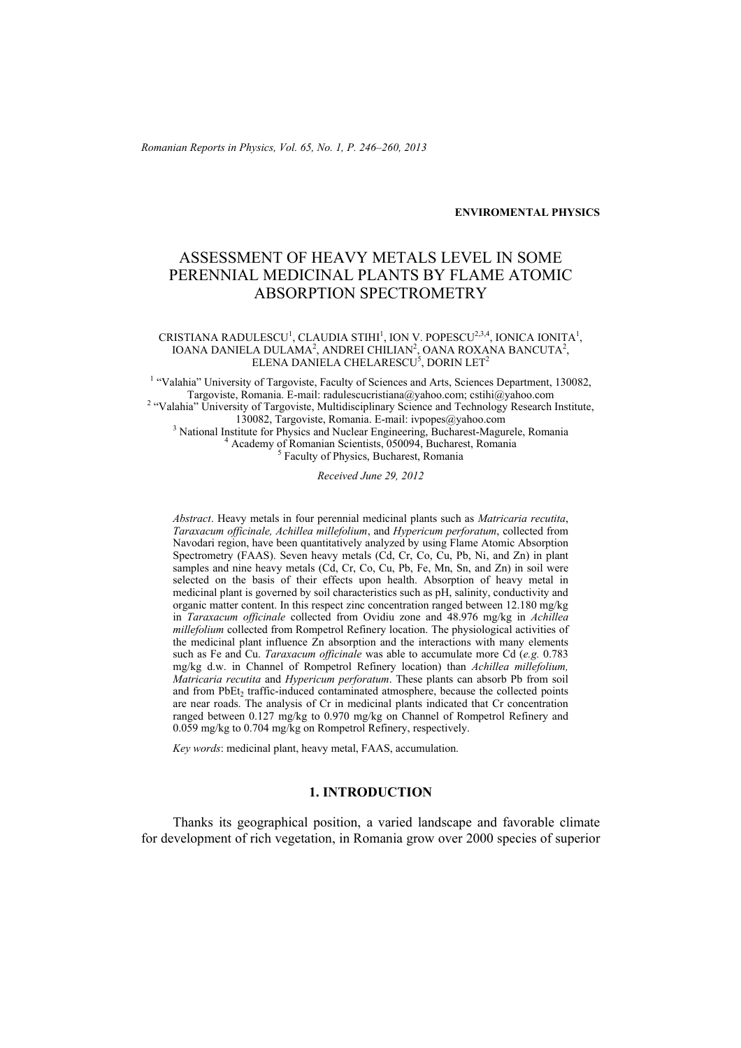ENVIROMENTAL PHYSICS

# ASSESSMENT OF HEAVY METALS LEVEL IN SOME PERENNIAL MEDICINAL PLANTS BY FLAME ATOMIC ABSORPTION SPECTROMETRY

CRISTIANA RADULESCU[1], CLAUDIA STIHI[1], ION V. POPESCU[2,3,4], IONICA IONITA[1], IOANA DANIELA DULAMA[2], ANDREI CHILIAN[2], OANA ROXANA BANCUTA[2], ELENA DANIELA CHELARESCU[5], DORIN LET[2]

[1] "Valahia" University of Targoviste, Faculty of Sciences and Arts, Sciences Department, 130082, Targoviste, Romania. E-mail: radulescucristiana@yahoo.com; cstihi@yahoo.com
[2] "Valahia" University of Targoviste, Multidisciplinary Science and Technology Research Institute, 130082, Targoviste, Romania. E-mail: ivpopes@yahoo.com
[3] National Institute for Physics and Nuclear Engineering, Bucharest-Magurele, Romania
[4] Academy of Romanian Scientists, 050094, Bucharest, Romania
[5] Faculty of Physics, Bucharest, Romania

*Received June 29, 2012*

*Abstract*. Heavy metals in four perennial medicinal plants such as *Matricaria recutita*, *Taraxacum officinale, Achillea millefolium*, and *Hypericum perforatum*, collected from Navodari region, have been quantitatively analyzed by using Flame Atomic Absorption Spectrometry (FAAS). Seven heavy metals (Cd, Cr, Co, Cu, Pb, Ni, and Zn) in plant samples and nine heavy metals (Cd, Cr, Co, Cu, Pb, Fe, Mn, Sn, and Zn) in soil were selected on the basis of their effects upon health. Absorption of heavy metal in medicinal plant is governed by soil characteristics such as pH, salinity, conductivity and organic matter content. In this respect zinc concentration ranged between 12.180 mg/kg in *Taraxacum officinale* collected from Ovidiu zone and 48.976 mg/kg in *Achillea millefolium* collected from Rompetrol Refinery location. The physiological activities of the medicinal plant influence Zn absorption and the interactions with many elements such as Fe and Cu. *Taraxacum officinale* was able to accumulate more Cd (*e.g.* 0.783 mg/kg d.w. in Channel of Rompetrol Refinery location) than *Achillea millefolium, Matricaria recutita* and *Hypericum perforatum*. These plants can absorb Pb from soil and from $PbEt_2$ traffic-induced contaminated atmosphere, because the collected points are near roads. The analysis of Cr in medicinal plants indicated that Cr concentration ranged between 0.127 mg/kg to 0.970 mg/kg on Channel of Rompetrol Refinery and 0.059 mg/kg to 0.704 mg/kg on Rompetrol Refinery, respectively.

*Key words*: medicinal plant, heavy metal, FAAS, accumulation.

## 1. INTRODUCTION

Thanks its geographical position, a varied landscape and favorable climate for development of rich vegetation, in Romania grow over 2000 species of superior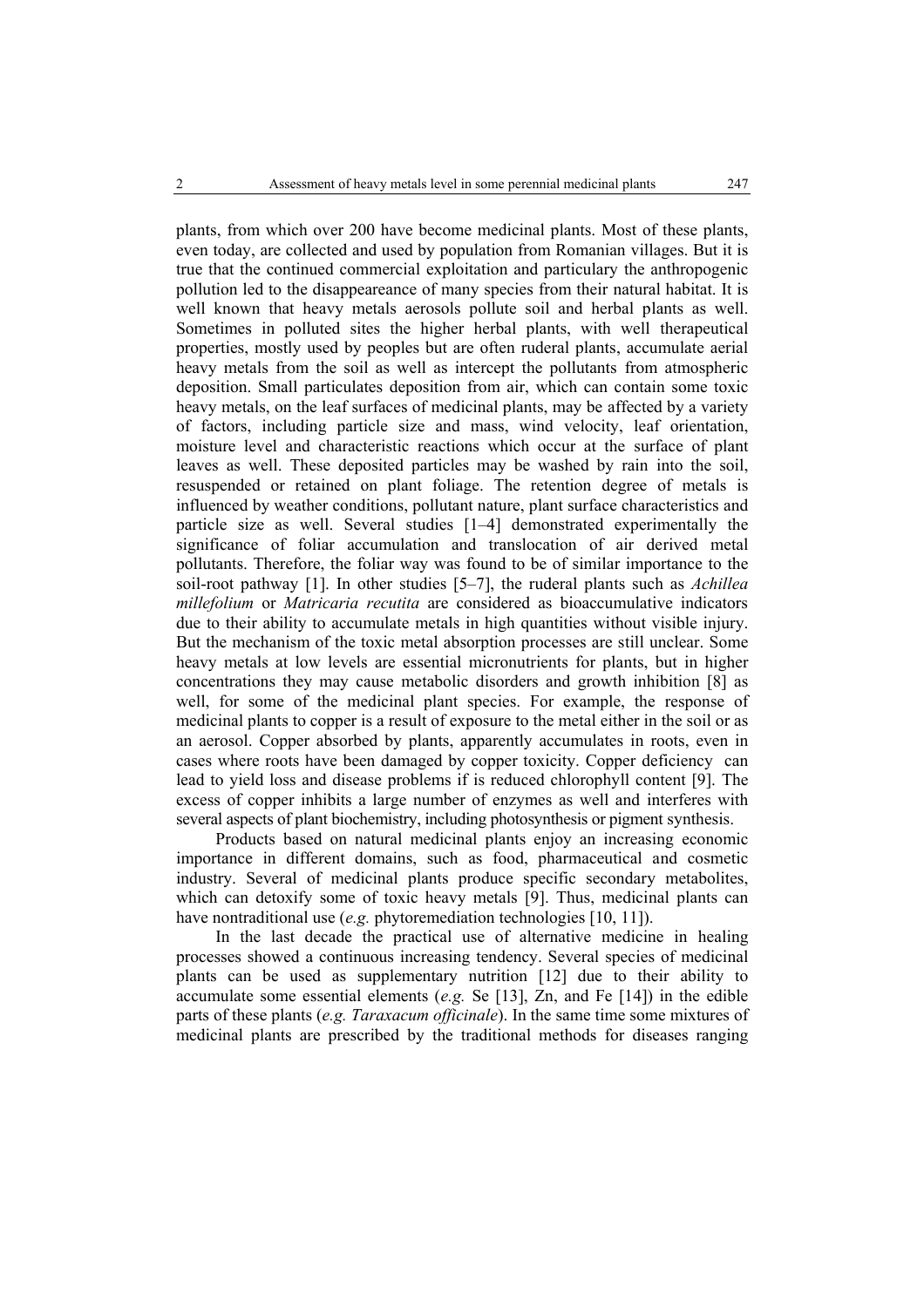plants, from which over 200 have become medicinal plants. Most of these plants, even today, are collected and used by population from Romanian villages. But it is true that the continued commercial exploitation and particulary the anthropogenic pollution led to the disappeareance of many species from their natural habitat. It is well known that heavy metals aerosols pollute soil and herbal plants as well. Sometimes in polluted sites the higher herbal plants, with well therapeutical properties, mostly used by peoples but are often ruderal plants, accumulate aerial heavy metals from the soil as well as intercept the pollutants from atmospheric deposition. Small particulates deposition from air, which can contain some toxic heavy metals, on the leaf surfaces of medicinal plants, may be affected by a variety of factors, including particle size and mass, wind velocity, leaf orientation, moisture level and characteristic reactions which occur at the surface of plant leaves as well. These deposited particles may be washed by rain into the soil, resuspended or retained on plant foliage. The retention degree of metals is influenced by weather conditions, pollutant nature, plant surface characteristics and particle size as well. Several studies [1–4] demonstrated experimentally the significance of foliar accumulation and translocation of air derived metal pollutants. Therefore, the foliar way was found to be of similar importance to the soil-root pathway [1]. In other studies [5–7], the ruderal plants such as *Achillea millefolium* or *Matricaria recutita* are considered as bioaccumulative indicators due to their ability to accumulate metals in high quantities without visible injury. But the mechanism of the toxic metal absorption processes are still unclear. Some heavy metals at low levels are essential micronutrients for plants, but in higher concentrations they may cause metabolic disorders and growth inhibition [8] as well, for some of the medicinal plant species. For example, the response of medicinal plants to copper is a result of exposure to the metal either in the soil or as an aerosol. Copper absorbed by plants, apparently accumulates in roots, even in cases where roots have been damaged by copper toxicity. Copper deficiency can lead to yield loss and disease problems if is reduced chlorophyll content [9]. The excess of copper inhibits a large number of enzymes as well and interferes with several aspects of plant biochemistry, including photosynthesis or pigment synthesis.

Products based on natural medicinal plants enjoy an increasing economic importance in different domains, such as food, pharmaceutical and cosmetic industry. Several of medicinal plants produce specific secondary metabolites, which can detoxify some of toxic heavy metals [9]. Thus, medicinal plants can have nontraditional use (*e.g.* phytoremediation technologies [10, 11]).

In the last decade the practical use of alternative medicine in healing processes showed a continuous increasing tendency. Several species of medicinal plants can be used as supplementary nutrition [12] due to their ability to accumulate some essential elements (*e.g.* Se [13], Zn, and Fe [14]) in the edible parts of these plants (*e.g. Taraxacum officinale*). In the same time some mixtures of medicinal plants are prescribed by the traditional methods for diseases ranging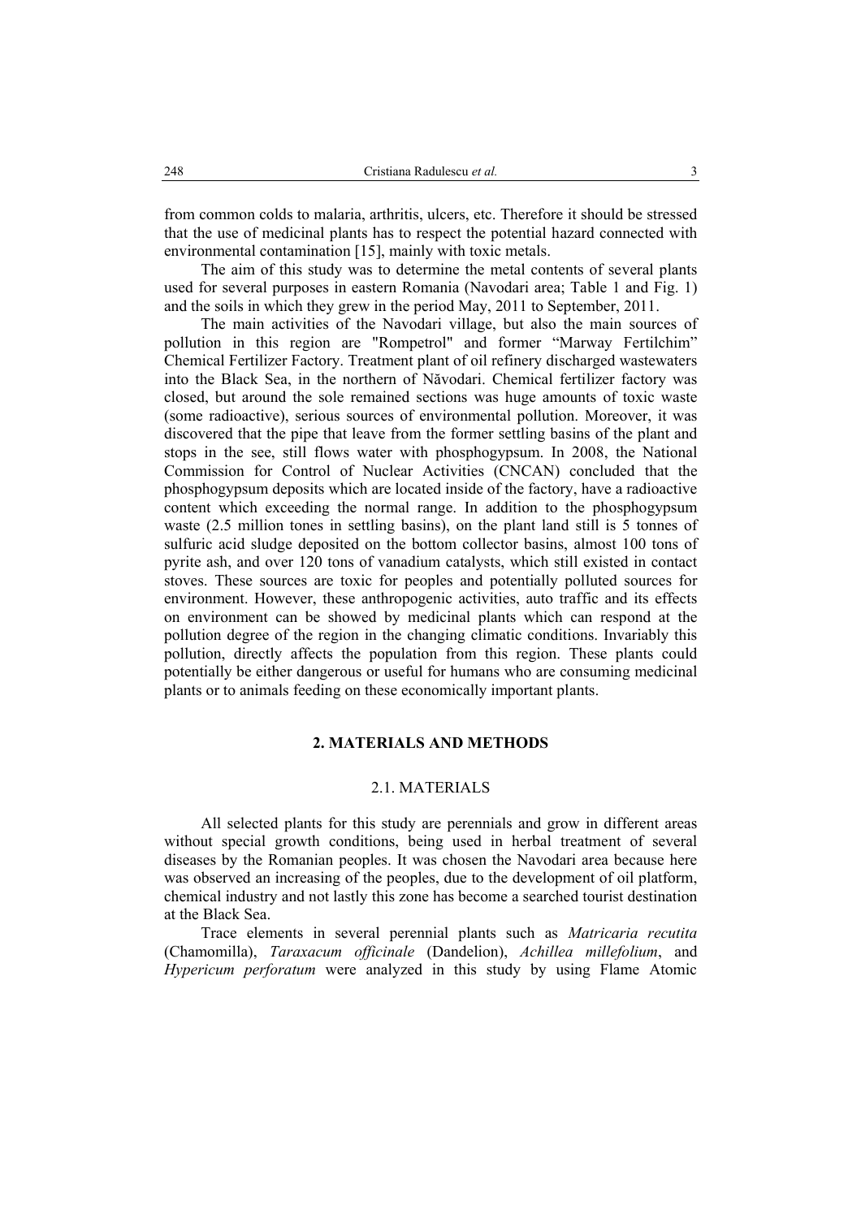from common colds to malaria, arthritis, ulcers, etc. Therefore it should be stressed that the use of medicinal plants has to respect the potential hazard connected with environmental contamination [15], mainly with toxic metals.

The aim of this study was to determine the metal contents of several plants used for several purposes in eastern Romania (Navodari area; Table 1 and Fig. 1) and the soils in which they grew in the period May, 2011 to September, 2011.

The main activities of the Navodari village, but also the main sources of pollution in this region are "Rompetrol" and former “Marway Fertilchim” Chemical Fertilizer Factory. Treatment plant of oil refinery discharged wastewaters into the Black Sea, in the northern of Năvodari. Chemical fertilizer factory was closed, but around the sole remained sections was huge amounts of toxic waste (some radioactive), serious sources of environmental pollution. Moreover, it was discovered that the pipe that leave from the former settling basins of the plant and stops in the see, still flows water with phosphogypsum. In 2008, the National Commission for Control of Nuclear Activities (CNCAN) concluded that the phosphogypsum deposits which are located inside of the factory, have a radioactive content which exceeding the normal range. In addition to the phosphogypsum waste (2.5 million tones in settling basins), on the plant land still is 5 tonnes of sulfuric acid sludge deposited on the bottom collector basins, almost 100 tons of pyrite ash, and over 120 tons of vanadium catalysts, which still existed in contact stoves. These sources are toxic for peoples and potentially polluted sources for environment. However, these anthropogenic activities, auto traffic and its effects on environment can be showed by medicinal plants which can respond at the pollution degree of the region in the changing climatic conditions. Invariably this pollution, directly affects the population from this region. These plants could potentially be either dangerous or useful for humans who are consuming medicinal plants or to animals feeding on these economically important plants.

## 2. MATERIALS AND METHODS

### 2.1. MATERIALS

All selected plants for this study are perennials and grow in different areas without special growth conditions, being used in herbal treatment of several diseases by the Romanian peoples. It was chosen the Navodari area because here was observed an increasing of the peoples, due to the development of oil platform, chemical industry and not lastly this zone has become a searched tourist destination at the Black Sea.

Trace elements in several perennial plants such as *Matricaria recutita* (Chamomilla), *Taraxacum officinale* (Dandelion), *Achillea millefolium*, and *Hypericum perforatum* were analyzed in this study by using Flame Atomic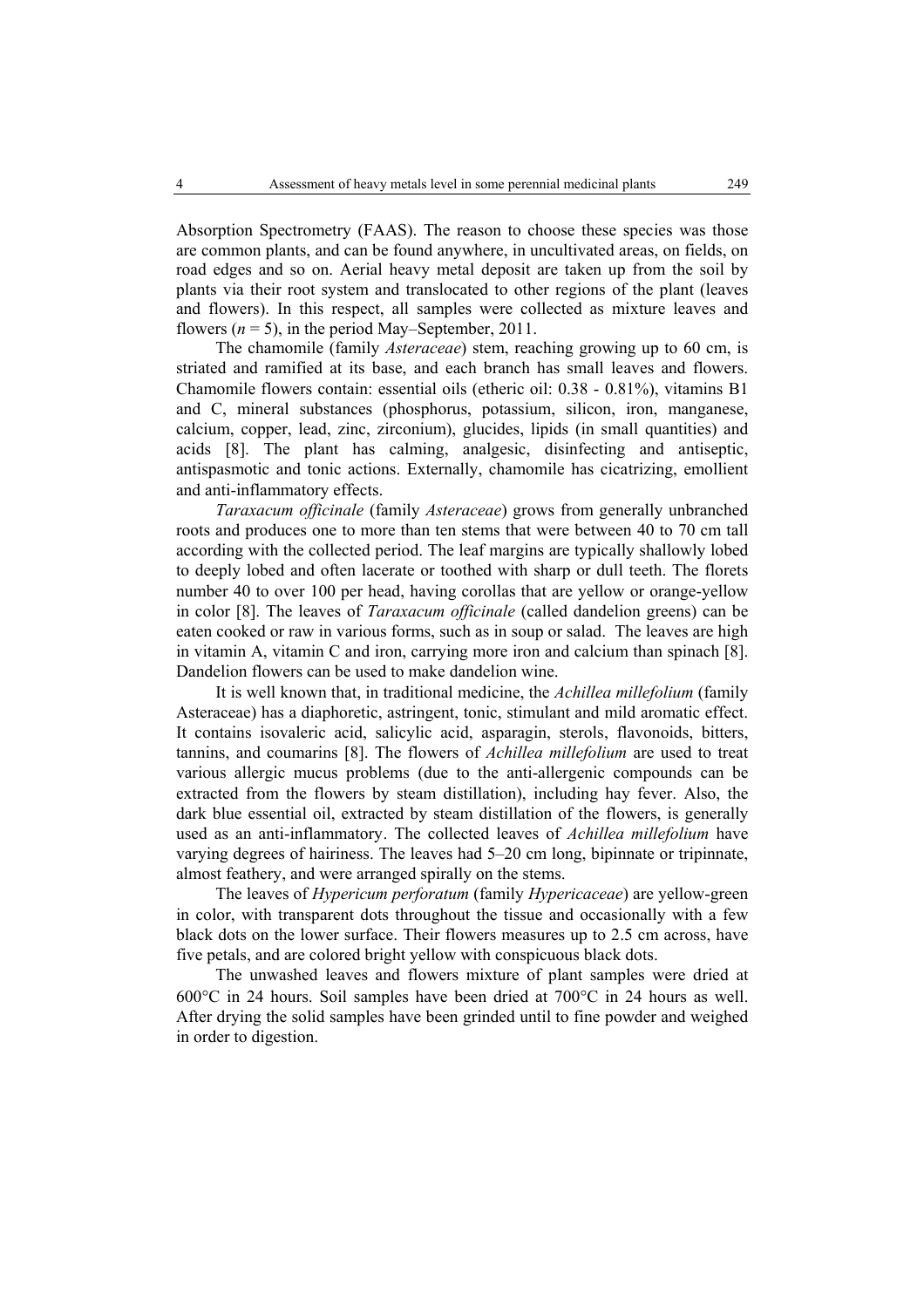Absorption Spectrometry (FAAS). The reason to choose these species was those are common plants, and can be found anywhere, in uncultivated areas, on fields, on road edges and so on. Aerial heavy metal deposit are taken up from the soil by plants via their root system and translocated to other regions of the plant (leaves and flowers). In this respect, all samples were collected as mixture leaves and flowers ($n = 5$), in the period May–September, 2011.

The chamomile (family *Asteraceae*) stem, reaching growing up to 60 cm, is striated and ramified at its base, and each branch has small leaves and flowers. Chamomile flowers contain: essential oils (etheric oil: 0.38 - 0.81%), vitamins B1 and C, mineral substances (phosphorus, potassium, silicon, iron, manganese, calcium, copper, lead, zinc, zirconium), glucides, lipids (in small quantities) and acids [8]. The plant has calming, analgesic, disinfecting and antiseptic, antispasmotic and tonic actions. Externally, chamomile has cicatrizing, emollient and anti-inflammatory effects.

*Taraxacum officinale* (family *Asteraceae*) grows from generally unbranched roots and produces one to more than ten stems that were between 40 to 70 cm tall according with the collected period. The leaf margins are typically shallowly lobed to deeply lobed and often lacerate or toothed with sharp or dull teeth. The florets number 40 to over 100 per head, having corollas that are yellow or orange-yellow in color [8]. The leaves of *Taraxacum officinale* (called dandelion greens) can be eaten cooked or raw in various forms, such as in soup or salad. The leaves are high in vitamin A, vitamin C and iron, carrying more iron and calcium than spinach [8]. Dandelion flowers can be used to make dandelion wine.

It is well known that, in traditional medicine, the *Achillea millefolium* (family Asteraceae) has a diaphoretic, astringent, tonic, stimulant and mild aromatic effect. It contains isovaleric acid, salicylic acid, asparagin, sterols, flavonoids, bitters, tannins, and coumarins [8]. The flowers of *Achillea millefolium* are used to treat various allergic mucus problems (due to the anti-allergenic compounds can be extracted from the flowers by steam distillation), including hay fever. Also, the dark blue essential oil, extracted by steam distillation of the flowers, is generally used as an anti-inflammatory. The collected leaves of *Achillea millefolium* have varying degrees of hairiness. The leaves had 5–20 cm long, bipinnate or tripinnate, almost feathery, and were arranged spirally on the stems.

The leaves of *Hypericum perforatum* (family *Hypericaceae*) are yellow-green in color, with transparent dots throughout the tissue and occasionally with a few black dots on the lower surface. Their flowers measures up to 2.5 cm across, have five petals, and are colored bright yellow with conspicuous black dots.

The unwashed leaves and flowers mixture of plant samples were dried at 600°C in 24 hours. Soil samples have been dried at 700°C in 24 hours as well. After drying the solid samples have been grinded until to fine powder and weighed in order to digestion.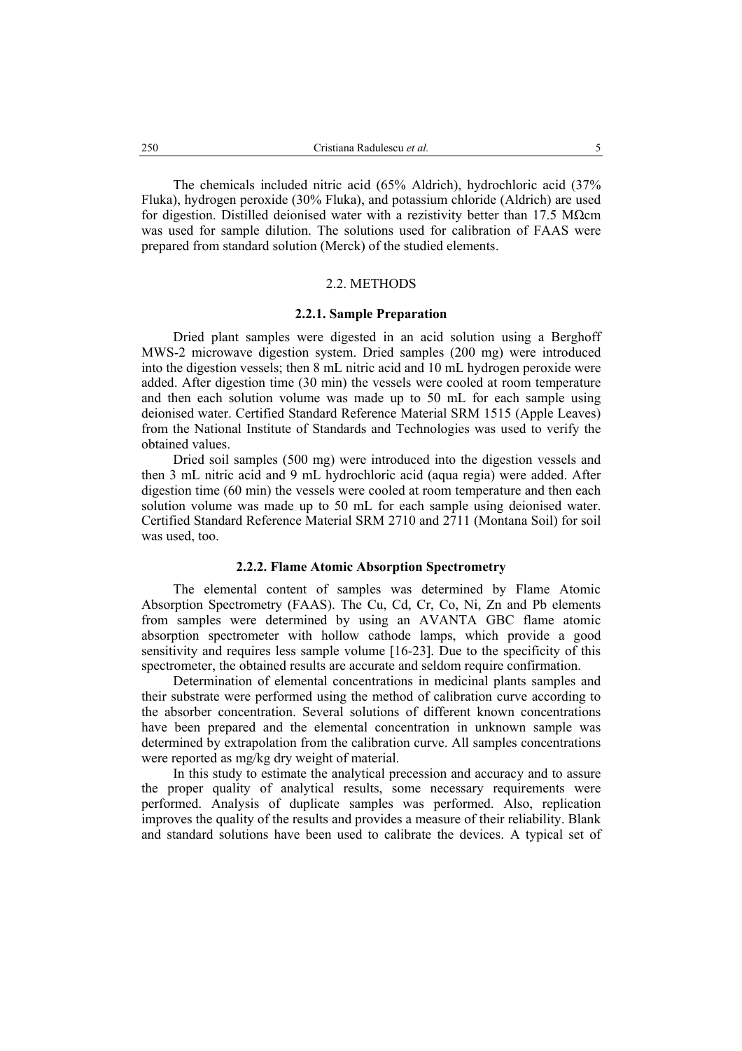The chemicals included nitric acid (65% Aldrich), hydrochloric acid (37% Fluka), hydrogen peroxide (30% Fluka), and potassium chloride (Aldrich) are used for digestion. Distilled deionised water with a rezistivity better than 17.5 MΩcm was used for sample dilution. The solutions used for calibration of FAAS were prepared from standard solution (Merck) of the studied elements.

## 2.2. METHODS

### 2.2.1. Sample Preparation

Dried plant samples were digested in an acid solution using a Berghoff MWS-2 microwave digestion system. Dried samples (200 mg) were introduced into the digestion vessels; then 8 mL nitric acid and 10 mL hydrogen peroxide were added. After digestion time (30 min) the vessels were cooled at room temperature and then each solution volume was made up to 50 mL for each sample using deionised water. Certified Standard Reference Material SRM 1515 (Apple Leaves) from the National Institute of Standards and Technologies was used to verify the obtained values.

Dried soil samples (500 mg) were introduced into the digestion vessels and then 3 mL nitric acid and 9 mL hydrochloric acid (aqua regia) were added. After digestion time (60 min) the vessels were cooled at room temperature and then each solution volume was made up to 50 mL for each sample using deionised water. Certified Standard Reference Material SRM 2710 and 2711 (Montana Soil) for soil was used, too.

### 2.2.2. Flame Atomic Absorption Spectrometry

The elemental content of samples was determined by Flame Atomic Absorption Spectrometry (FAAS). The Cu, Cd, Cr, Co, Ni, Zn and Pb elements from samples were determined by using an AVANTA GBC flame atomic absorption spectrometer with hollow cathode lamps, which provide a good sensitivity and requires less sample volume [16-23]. Due to the specificity of this spectrometer, the obtained results are accurate and seldom require confirmation.

Determination of elemental concentrations in medicinal plants samples and their substrate were performed using the method of calibration curve according to the absorber concentration. Several solutions of different known concentrations have been prepared and the elemental concentration in unknown sample was determined by extrapolation from the calibration curve. All samples concentrations were reported as mg/kg dry weight of material.

In this study to estimate the analytical precession and accuracy and to assure the proper quality of analytical results, some necessary requirements were performed. Analysis of duplicate samples was performed. Also, replication improves the quality of the results and provides a measure of their reliability. Blank and standard solutions have been used to calibrate the devices. A typical set of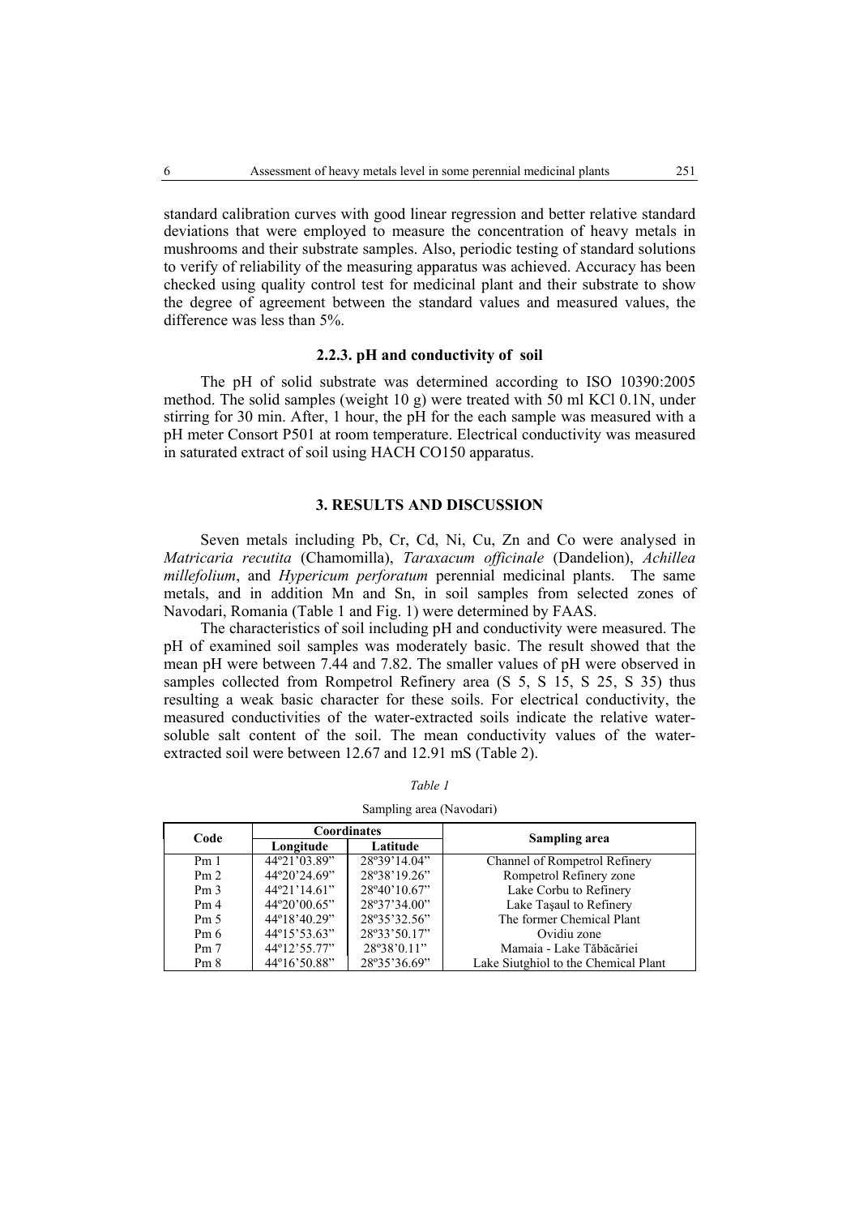standard calibration curves with good linear regression and better relative standard deviations that were employed to measure the concentration of heavy metals in mushrooms and their substrate samples. Also, periodic testing of standard solutions to verify of reliability of the measuring apparatus was achieved. Accuracy has been checked using quality control test for medicinal plant and their substrate to show the degree of agreement between the standard values and measured values, the difference was less than 5%.

### 2.2.3. pH and conductivity of soil

The pH of solid substrate was determined according to ISO 10390:2005 method. The solid samples (weight 10 g) were treated with 50 ml KCl 0.1N, under stirring for 30 min. After, 1 hour, the pH for the each sample was measured with a pH meter Consort P501 at room temperature. Electrical conductivity was measured in saturated extract of soil using HACH CO150 apparatus.

## 3. RESULTS AND DISCUSSION

Seven metals including Pb, Cr, Cd, Ni, Cu, Zn and Co were analysed in *Matricaria recutita* (Chamomilla), *Taraxacum officinale* (Dandelion), *Achillea millefolium*, and *Hypericum perforatum* perennial medicinal plants. The same metals, and in addition Mn and Sn, in soil samples from selected zones of Navodari, Romania (Table 1 and Fig. 1) were determined by FAAS.

The characteristics of soil including pH and conductivity were measured. The pH of examined soil samples was moderately basic. The result showed that the mean pH were between 7.44 and 7.82. The smaller values of pH were observed in samples collected from Rompetrol Refinery area (S 5, S 15, S 25, S 35) thus resulting a weak basic character for these soils. For electrical conductivity, the measured conductivities of the water-extracted soils indicate the relative water-soluble salt content of the soil. The mean conductivity values of the water-extracted soil were between 12.67 and 12.91 mS (Table 2).

*Table 1*

Sampling area (Navodari)

| Code | Coordinates | | Sampling area |
|---|---|---|---|
| | Longitude | Latitude | |
| Pm 1 | 44º21'03.89" | 28º39'14.04" | Channel of Rompetrol Refinery |
| Pm 2 | 44º20'24.69" | 28º38'19.26" | Rompetrol Refinery zone |
| Pm 3 | 44º21'14.61" | 28º40'10.67" | Lake Corbu to Refinery |
| Pm 4 | 44º20'00.65" | 28º37'34.00" | Lake Taşaul to Refinery |
| Pm 5 | 44º18'40.29" | 28º35'32.56" | The former Chemical Plant |
| Pm 6 | 44º15'53.63" | 28º33'50.17" | Ovidiu zone |
| Pm 7 | 44º12'55.77" | 28º38'0.11" | Mamaia - Lake Tăbăcăriei |
| Pm 8 | 44º16'50.88" | 28º35'36.69" | Lake Siutghiol to the Chemical Plant |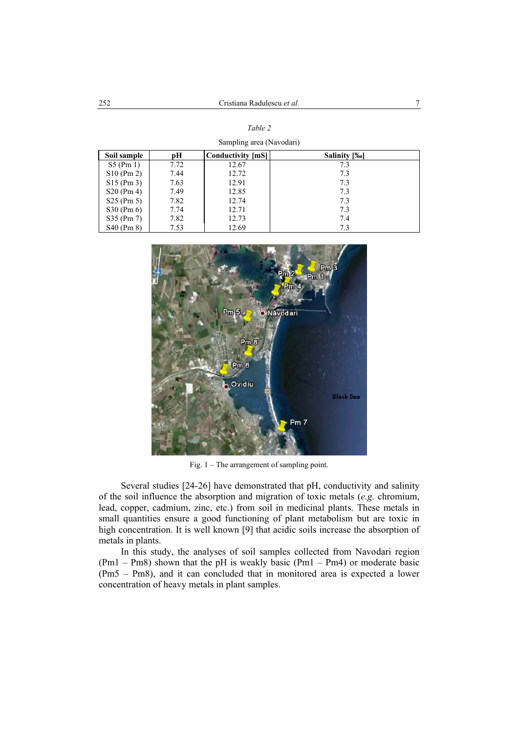*Table 2*

Sampling area (Navodari)

| Soil sample | pH | Conductivity [mS] | Salinity [‰] |
|---|---|---|---|
| S5 (Pm 1) | 7.72 | 12.67 | 7.3 |
| S10 (Pm 2) | 7.44 | 12.72 | 7.3 |
| S15 (Pm 3) | 7.63 | 12.91 | 7.3 |
| S20 (Pm 4) | 7.49 | 12.85 | 7.3 |
| S25 (Pm 5) | 7.82 | 12.74 | 7.3 |
| S30 (Pm 6) | 7.74 | 12.71 | 7.3 |
| S35 (Pm 7) | 7.82 | 12.73 | 7.4 |
| S40 (Pm 8) | 7.53 | 12.69 | 7.3 |

Fig. 1 – The arrangement of sampling point.

Several studies [24-26] have demonstrated that pH, conductivity and salinity of the soil influence the absorption and migration of toxic metals (*e.g.* chromium, lead, copper, cadmium, zinc, etc.) from soil in medicinal plants. These metals in small quantities ensure a good functioning of plant metabolism but are toxic in high concentration. It is well known [9] that acidic soils increase the absorption of metals in plants.

In this study, the analyses of soil samples collected from Navodari region (Pm1 – Pm8) shown that the pH is weakly basic (Pm1 – Pm4) or moderate basic (Pm5 – Pm8), and it can concluded that in monitored area is expected a lower concentration of heavy metals in plant samples.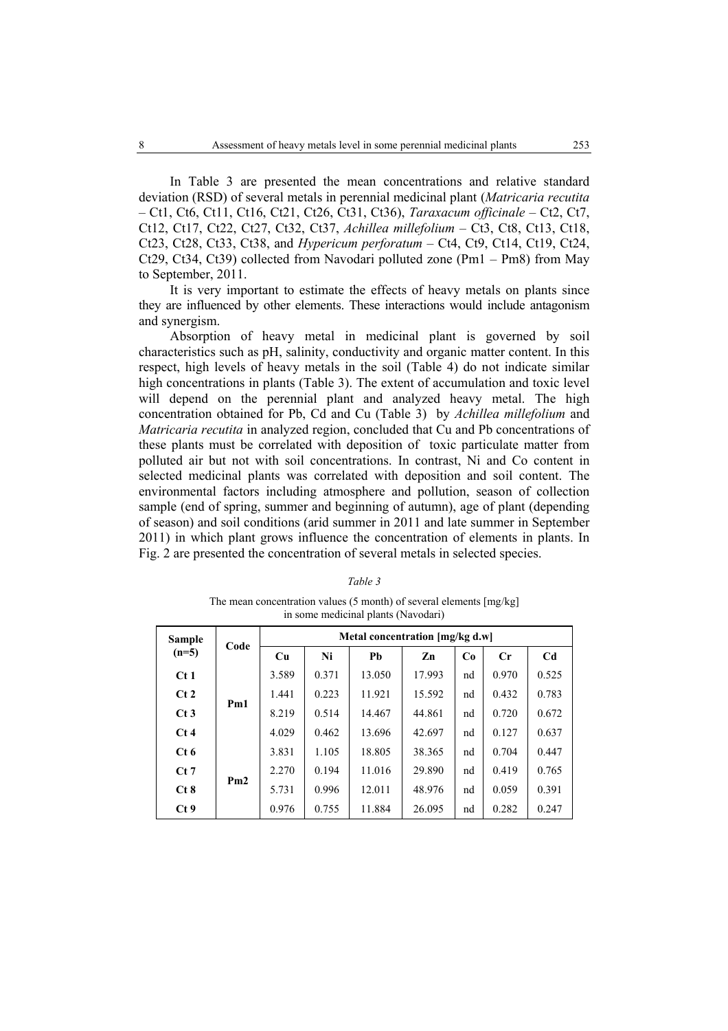In Table 3 are presented the mean concentrations and relative standard deviation (RSD) of several metals in perennial medicinal plant (*Matricaria recutita* – Ct1, Ct6, Ct11, Ct16, Ct21, Ct26, Ct31, Ct36), *Taraxacum officinale* – Ct2, Ct7, Ct12, Ct17, Ct22, Ct27, Ct32, Ct37, *Achillea millefolium* – Ct3, Ct8, Ct13, Ct18, Ct23, Ct28, Ct33, Ct38, and *Hypericum perforatum* – Ct4, Ct9, Ct14, Ct19, Ct24, Ct29, Ct34, Ct39) collected from Navodari polluted zone (Pm1 – Pm8) from May to September, 2011.

It is very important to estimate the effects of heavy metals on plants since they are influenced by other elements. These interactions would include antagonism and synergism.

Absorption of heavy metal in medicinal plant is governed by soil characteristics such as pH, salinity, conductivity and organic matter content. In this respect, high levels of heavy metals in the soil (Table 4) do not indicate similar high concentrations in plants (Table 3). The extent of accumulation and toxic level will depend on the perennial plant and analyzed heavy metal. The high concentration obtained for Pb, Cd and Cu (Table 3) by *Achillea millefolium* and *Matricaria recutita* in analyzed region, concluded that Cu and Pb concentrations of these plants must be correlated with deposition of toxic particulate matter from polluted air but not with soil concentrations. In contrast, Ni and Co content in selected medicinal plants was correlated with deposition and soil content. The environmental factors including atmosphere and pollution, season of collection sample (end of spring, summer and beginning of autumn), age of plant (depending of season) and soil conditions (arid summer in 2011 and late summer in September 2011) in which plant grows influence the concentration of elements in plants. In Fig. 2 are presented the concentration of several metals in selected species.

*Table 3*

The mean concentration values (5 month) of several elements [mg/kg] in some medicinal plants (Navodari)

| Sample (n=5) | Code | Metal concentration [mg/kg d.w] | | | | | | |
|---|---|---|---|---|---|---|---|---|
| | | Cu | Ni | Pb | Zn | Co | Cr | Cd |
| Ct 1 | Pm1 | 3.589 | 0.371 | 13.050 | 17.993 | nd | 0.970 | 0.525 |
| Ct 2 | | 1.441 | 0.223 | 11.921 | 15.592 | nd | 0.432 | 0.783 |
| Ct 3 | | 8.219 | 0.514 | 14.467 | 44.861 | nd | 0.720 | 0.672 |
| Ct 4 | | 4.029 | 0.462 | 13.696 | 42.697 | nd | 0.127 | 0.637 |
| Ct 6 | Pm2 | 3.831 | 1.105 | 18.805 | 38.365 | nd | 0.704 | 0.447 |
| Ct 7 | | 2.270 | 0.194 | 11.016 | 29.890 | nd | 0.419 | 0.765 |
| Ct 8 | | 5.731 | 0.996 | 12.011 | 48.976 | nd | 0.059 | 0.391 |
| Ct 9 | | 0.976 | 0.755 | 11.884 | 26.095 | nd | 0.282 | 0.247 |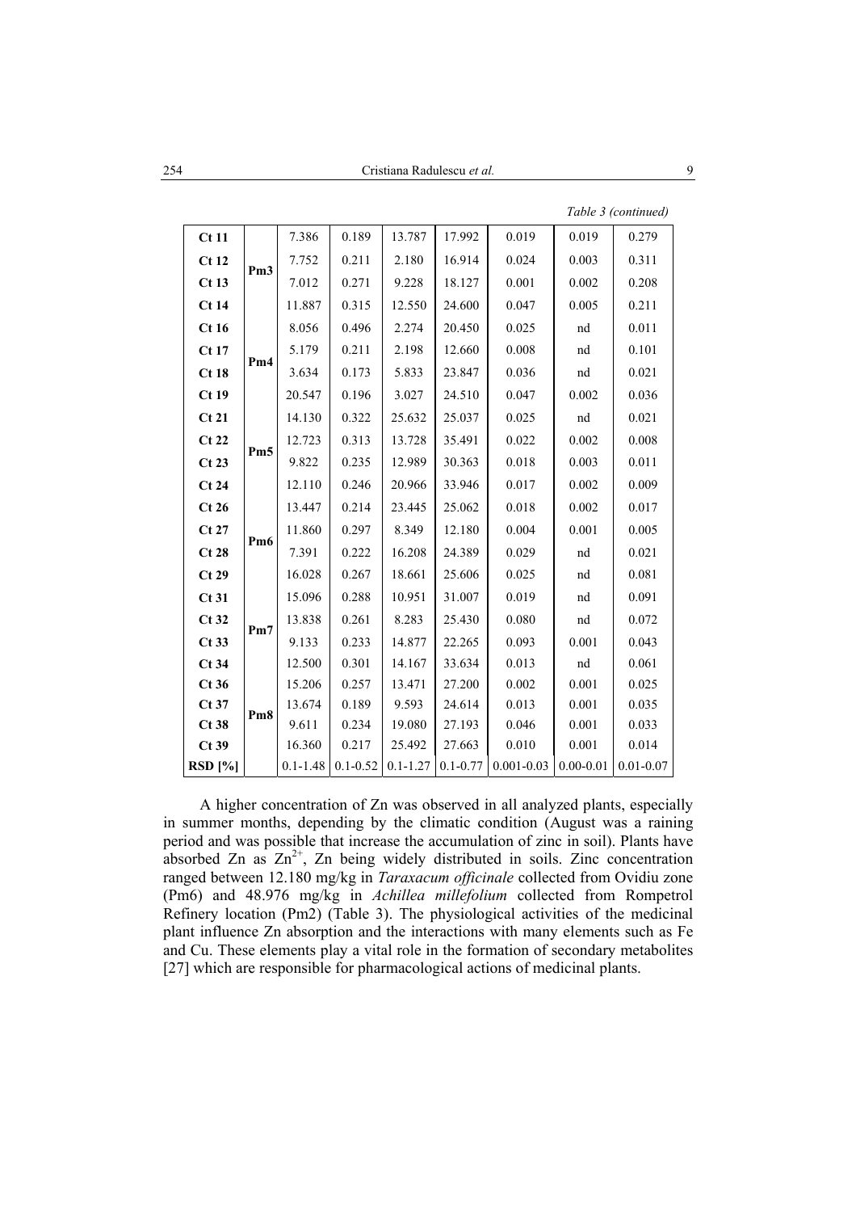*Table 3 (continued)*

| | | | | | | | | |
|---|---|---|---|---|---|---|---|---|
| **Ct 11** | Pm3 | 7.386 | 0.189 | 13.787 | 17.992 | 0.019 | 0.019 | 0.279 |
| **Ct 12** | | 7.752 | 0.211 | 2.180 | 16.914 | 0.024 | 0.003 | 0.311 |
| **Ct 13** | | 7.012 | 0.271 | 9.228 | 18.127 | 0.001 | 0.002 | 0.208 |
| **Ct 14** | | 11.887 | 0.315 | 12.550 | 24.600 | 0.047 | 0.005 | 0.211 |
| **Ct 16** | Pm4 | 8.056 | 0.496 | 2.274 | 20.450 | 0.025 | nd | 0.011 |
| **Ct 17** | | 5.179 | 0.211 | 2.198 | 12.660 | 0.008 | nd | 0.101 |
| **Ct 18** | | 3.634 | 0.173 | 5.833 | 23.847 | 0.036 | nd | 0.021 |
| **Ct 19** | | 20.547 | 0.196 | 3.027 | 24.510 | 0.047 | 0.002 | 0.036 |
| **Ct 21** | Pm5 | 14.130 | 0.322 | 25.632 | 25.037 | 0.025 | nd | 0.021 |
| **Ct 22** | | 12.723 | 0.313 | 13.728 | 35.491 | 0.022 | 0.002 | 0.008 |
| **Ct 23** | | 9.822 | 0.235 | 12.989 | 30.363 | 0.018 | 0.003 | 0.011 |
| **Ct 24** | | 12.110 | 0.246 | 20.966 | 33.946 | 0.017 | 0.002 | 0.009 |
| **Ct 26** | Pm6 | 13.447 | 0.214 | 23.445 | 25.062 | 0.018 | 0.002 | 0.017 |
| **Ct 27** | | 11.860 | 0.297 | 8.349 | 12.180 | 0.004 | 0.001 | 0.005 |
| **Ct 28** | | 7.391 | 0.222 | 16.208 | 24.389 | 0.029 | nd | 0.021 |
| **Ct 29** | | 16.028 | 0.267 | 18.661 | 25.606 | 0.025 | nd | 0.081 |
| **Ct 31** | Pm7 | 15.096 | 0.288 | 10.951 | 31.007 | 0.019 | nd | 0.091 |
| **Ct 32** | | 13.838 | 0.261 | 8.283 | 25.430 | 0.080 | nd | 0.072 |
| **Ct 33** | | 9.133 | 0.233 | 14.877 | 22.265 | 0.093 | 0.001 | 0.043 |
| **Ct 34** | | 12.500 | 0.301 | 14.167 | 33.634 | 0.013 | nd | 0.061 |
| **Ct 36** | Pm8 | 15.206 | 0.257 | 13.471 | 27.200 | 0.002 | 0.001 | 0.025 |
| **Ct 37** | | 13.674 | 0.189 | 9.593 | 24.614 | 0.013 | 0.001 | 0.035 |
| **Ct 38** | | 9.611 | 0.234 | 19.080 | 27.193 | 0.046 | 0.001 | 0.033 |
| **Ct 39** | | 16.360 | 0.217 | 25.492 | 27.663 | 0.010 | 0.001 | 0.014 |
| **RSD [%]** | | 0.1-1.48 | 0.1-0.52 | 0.1-1.27 | 0.1-0.77 | 0.001-0.03 | 0.00-0.01 | 0.01-0.07 |

A higher concentration of Zn was observed in all analyzed plants, especially in summer months, depending by the climatic condition (August was a raining period and was possible that increase the accumulation of zinc in soil). Plants have absorbed Zn as $Zn^{2+}$, Zn being widely distributed in soils. Zinc concentration ranged between 12.180 mg/kg in *Taraxacum officinale* collected from Ovidiu zone (Pm6) and 48.976 mg/kg in *Achillea millefolium* collected from Rompetrol Refinery location (Pm2) (Table 3). The physiological activities of the medicinal plant influence Zn absorption and the interactions with many elements such as Fe and Cu. These elements play a vital role in the formation of secondary metabolites [27] which are responsible for pharmacological actions of medicinal plants.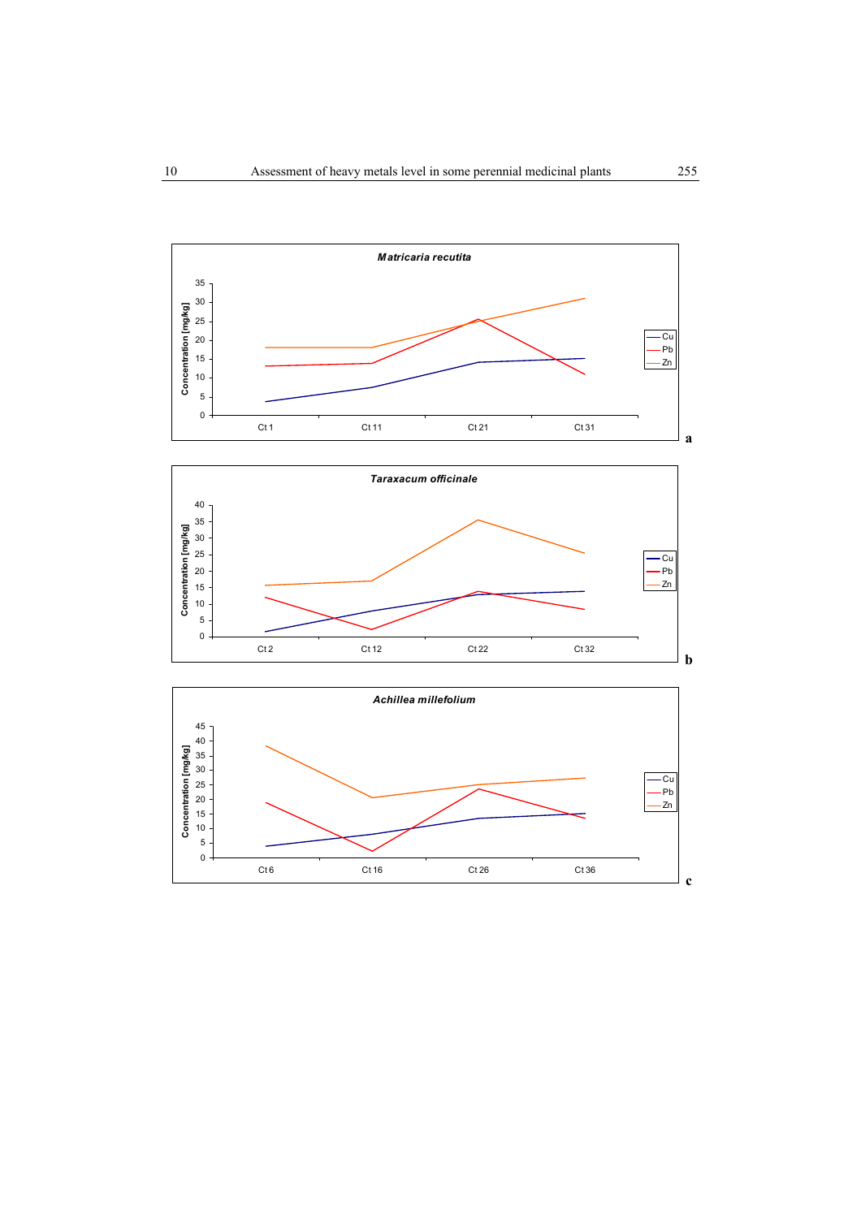**Matricaria recutita**

Concentration [mg/kg]: 0, 5, 10, 15, 20, 25, 30, 35

Ct 1, Ct 11, Ct 21, Ct 31

Cu, Pb, Zn

**a**

**Taraxacum officinale**

Concentration [mg/kg]: 0, 5, 10, 15, 20, 25, 30, 35, 40

Ct 2, Ct 12, Ct 22, Ct 32

Cu, Pb, Zn

**b**

**Achillea millefolium**

Concentration [mg/kg]: 0, 5, 10, 15, 20, 25, 30, 35, 40, 45

Ct 6, Ct 16, Ct 26, Ct 36

Cu, Pb, Zn

**c**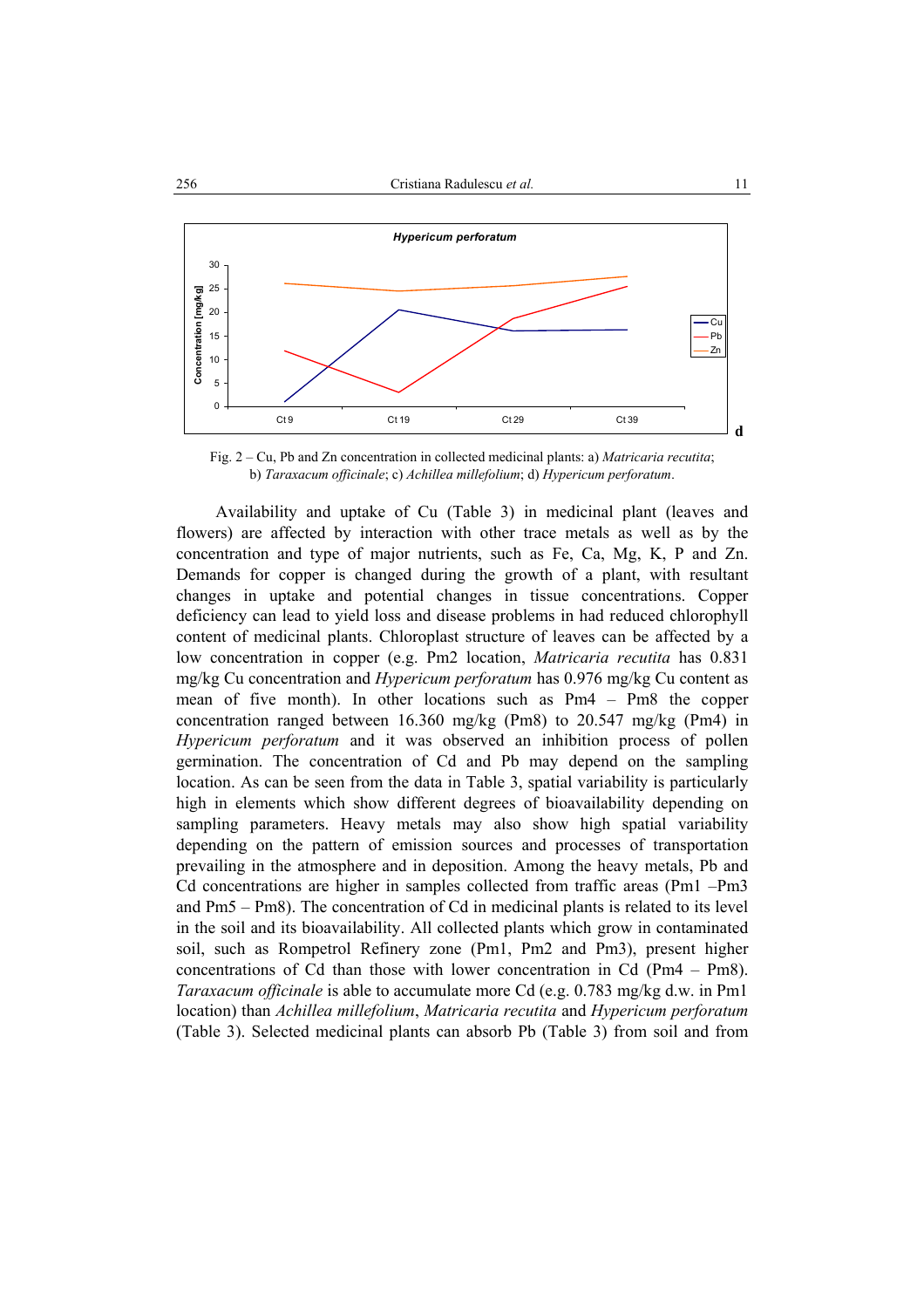Fig. 2 – Cu, Pb and Zn concentration in collected medicinal plants: a) *Matricaria recutita*; b) *Taraxacum officinale*; c) *Achillea millefolium*; d) *Hypericum perforatum*.

Availability and uptake of Cu (Table 3) in medicinal plant (leaves and flowers) are affected by interaction with other trace metals as well as by the concentration and type of major nutrients, such as Fe, Ca, Mg, K, P and Zn. Demands for copper is changed during the growth of a plant, with resultant changes in uptake and potential changes in tissue concentrations. Copper deficiency can lead to yield loss and disease problems in had reduced chlorophyll content of medicinal plants. Chloroplast structure of leaves can be affected by a low concentration in copper (e.g. Pm2 location, *Matricaria recutita* has 0.831 mg/kg Cu concentration and *Hypericum perforatum* has 0.976 mg/kg Cu content as mean of five month). In other locations such as Pm4 – Pm8 the copper concentration ranged between 16.360 mg/kg (Pm8) to 20.547 mg/kg (Pm4) in *Hypericum perforatum* and it was observed an inhibition process of pollen germination. The concentration of Cd and Pb may depend on the sampling location. As can be seen from the data in Table 3, spatial variability is particularly high in elements which show different degrees of bioavailability depending on sampling parameters. Heavy metals may also show high spatial variability depending on the pattern of emission sources and processes of transportation prevailing in the atmosphere and in deposition. Among the heavy metals, Pb and Cd concentrations are higher in samples collected from traffic areas (Pm1 –Pm3 and Pm5 – Pm8). The concentration of Cd in medicinal plants is related to its level in the soil and its bioavailability. All collected plants which grow in contaminated soil, such as Rompetrol Refinery zone (Pm1, Pm2 and Pm3), present higher concentrations of Cd than those with lower concentration in Cd (Pm4 – Pm8). *Taraxacum officinale* is able to accumulate more Cd (e.g. 0.783 mg/kg d.w. in Pm1 location) than *Achillea millefolium*, *Matricaria recutita* and *Hypericum perforatum* (Table 3). Selected medicinal plants can absorb Pb (Table 3) from soil and from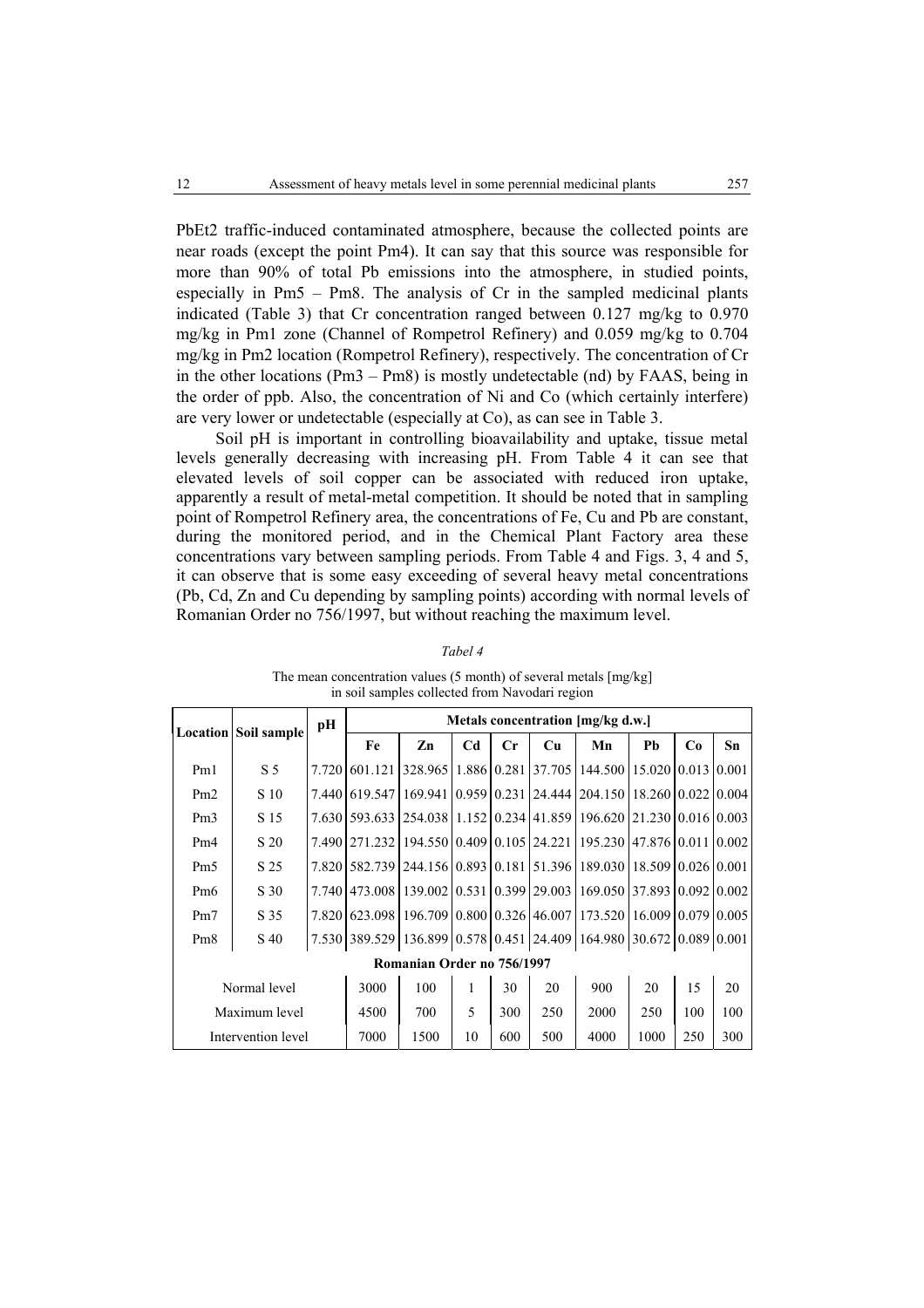PbEt2 traffic-induced contaminated atmosphere, because the collected points are near roads (except the point Pm4). It can say that this source was responsible for more than 90% of total Pb emissions into the atmosphere, in studied points, especially in Pm5 – Pm8. The analysis of Cr in the sampled medicinal plants indicated (Table 3) that Cr concentration ranged between 0.127 mg/kg to 0.970 mg/kg in Pm1 zone (Channel of Rompetrol Refinery) and 0.059 mg/kg to 0.704 mg/kg in Pm2 location (Rompetrol Refinery), respectively. The concentration of Cr in the other locations (Pm3 – Pm8) is mostly undetectable (nd) by FAAS, being in the order of ppb. Also, the concentration of Ni and Co (which certainly interfere) are very lower or undetectable (especially at Co), as can see in Table 3.

Soil pH is important in controlling bioavailability and uptake, tissue metal levels generally decreasing with increasing pH. From Table 4 it can see that elevated levels of soil copper can be associated with reduced iron uptake, apparently a result of metal-metal competition. It should be noted that in sampling point of Rompetrol Refinery area, the concentrations of Fe, Cu and Pb are constant, during the monitored period, and in the Chemical Plant Factory area these concentrations vary between sampling periods. From Table 4 and Figs. 3, 4 and 5, it can observe that is some easy exceeding of several heavy metal concentrations (Pb, Cd, Zn and Cu depending by sampling points) according with normal levels of Romanian Order no 756/1997, but without reaching the maximum level.

*Tabel 4*

The mean concentration values (5 month) of several metals [mg/kg] in soil samples collected from Navodari region

| Location | Soil sample | pH | Metals concentration [mg/kg d.w.] | | | | | | | | |
|---|---|---|---|---|---|---|---|---|---|---|---|
| | | | **Fe** | **Zn** | **Cd** | **Cr** | **Cu** | **Mn** | **Pb** | **Co** | **Sn** |
| Pm1 | S 5 | 7.720 | 601.121 | 328.965 | 1.886 | 0.281 | 37.705 | 144.500 | 15.020 | 0.013 | 0.001 |
| Pm2 | S 10 | 7.440 | 619.547 | 169.941 | 0.959 | 0.231 | 24.444 | 204.150 | 18.260 | 0.022 | 0.004 |
| Pm3 | S 15 | 7.630 | 593.633 | 254.038 | 1.152 | 0.234 | 41.859 | 196.620 | 21.230 | 0.016 | 0.003 |
| Pm4 | S 20 | 7.490 | 271.232 | 194.550 | 0.409 | 0.105 | 24.221 | 195.230 | 47.876 | 0.011 | 0.002 |
| Pm5 | S 25 | 7.820 | 582.739 | 244.156 | 0.893 | 0.181 | 51.396 | 189.030 | 18.509 | 0.026 | 0.001 |
| Pm6 | S 30 | 7.740 | 473.008 | 139.002 | 0.531 | 0.399 | 29.003 | 169.050 | 37.893 | 0.092 | 0.002 |
| Pm7 | S 35 | 7.820 | 623.098 | 196.709 | 0.800 | 0.326 | 46.007 | 173.520 | 16.009 | 0.079 | 0.005 |
| Pm8 | S 40 | 7.530 | 389.529 | 136.899 | 0.578 | 0.451 | 24.409 | 164.980 | 30.672 | 0.089 | 0.001 |
| **Romanian Order no 756/1997** | | | | | | | | | | | |
| Normal level | | | 3000 | 100 | 1 | 30 | 20 | 900 | 20 | 15 | 20 |
| Maximum level | | | 4500 | 700 | 5 | 300 | 250 | 2000 | 250 | 100 | 100 |
| Intervention level | | | 7000 | 1500 | 10 | 600 | 500 | 4000 | 1000 | 250 | 300 |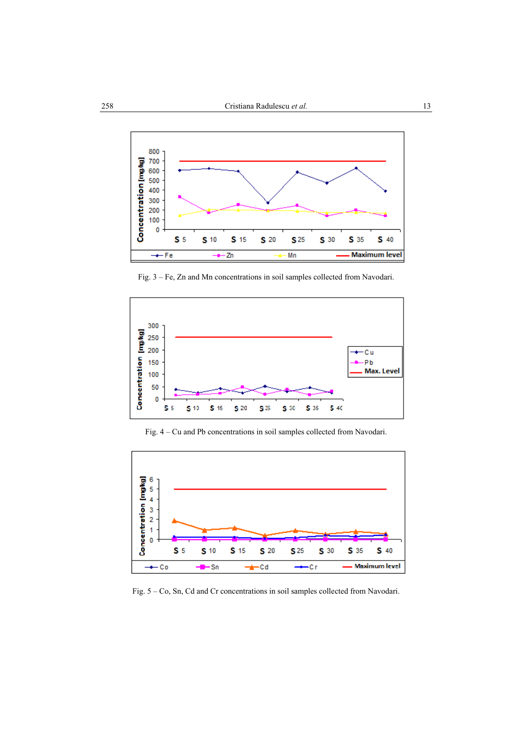Fig. 3 – Fe, Zn and Mn concentrations in soil samples collected from Navodari.

Fig. 4 – Cu and Pb concentrations in soil samples collected from Navodari.

Fig. 5 – Co, Sn, Cd and Cr concentrations in soil samples collected from Navodari.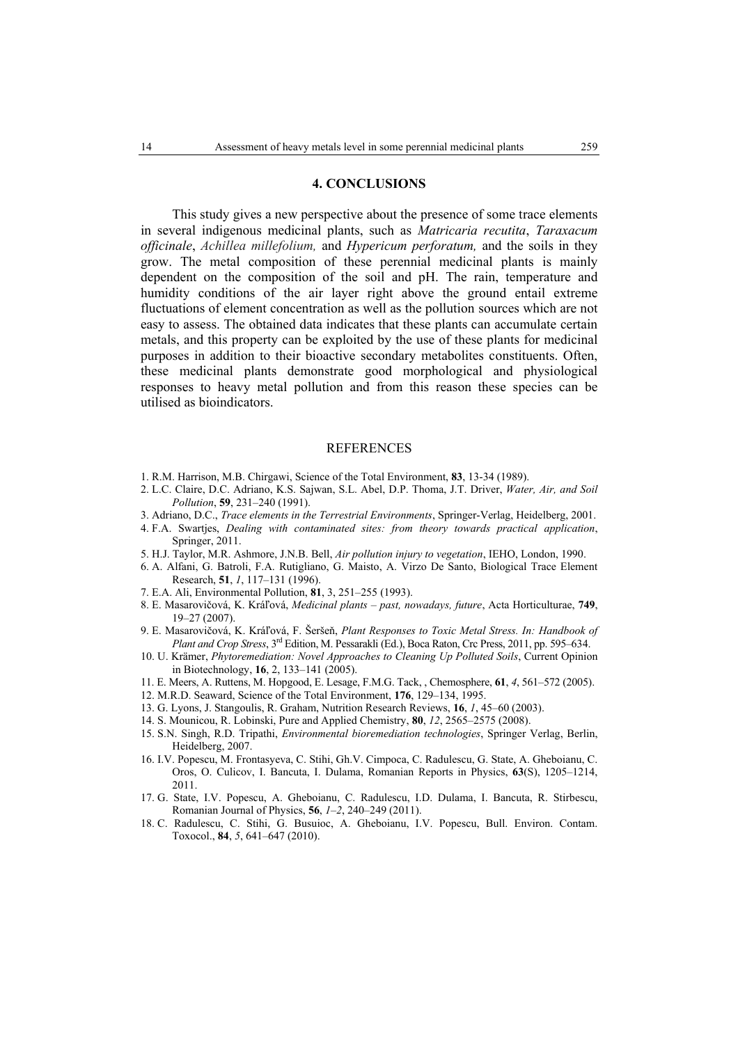## 4. CONCLUSIONS

This study gives a new perspective about the presence of some trace elements in several indigenous medicinal plants, such as *Matricaria recutita*, *Taraxacum officinale*, *Achillea millefolium,* and *Hypericum perforatum,* and the soils in they grow. The metal composition of these perennial medicinal plants is mainly dependent on the composition of the soil and pH. The rain, temperature and humidity conditions of the air layer right above the ground entail extreme fluctuations of element concentration as well as the pollution sources which are not easy to assess. The obtained data indicates that these plants can accumulate certain metals, and this property can be exploited by the use of these plants for medicinal purposes in addition to their bioactive secondary metabolites constituents. Often, these medicinal plants demonstrate good morphological and physiological responses to heavy metal pollution and from this reason these species can be utilised as bioindicators.

## REFERENCES

1. R.M. Harrison, M.B. Chirgawi, Science of the Total Environment, **83**, 13-34 (1989).
2. L.C. Claire, D.C. Adriano, K.S. Sajwan, S.L. Abel, D.P. Thoma, J.T. Driver, *Water, Air, and Soil Pollution*, **59**, 231–240 (1991).
3. Adriano, D.C., *Trace elements in the Terrestrial Environments*, Springer-Verlag, Heidelberg, 2001.
4. F.A. Swartjes, *Dealing with contaminated sites: from theory towards practical application*, Springer, 2011.
5. H.J. Taylor, M.R. Ashmore, J.N.B. Bell, *Air pollution injury to vegetation*, IEHO, London, 1990.
6. A. Alfani, G. Batroli, F.A. Rutigliano, G. Maisto, A. Virzo De Santo, Biological Trace Element Research, **51**, *1*, 117–131 (1996).
7. E.A. Ali, Environmental Pollution, **81**, 3, 251–255 (1993).
8. E. Masarovičová, K. Kráľová, *Medicinal plants – past, nowadays, future*, Acta Horticulturae, **749**, 19–27 (2007).
9. E. Masarovičová, K. Kráľová, F. Šeršeň, *Plant Responses to Toxic Metal Stress. In: Handbook of Plant and Crop Stress*, 3rd Edition, M. Pessarakli (Ed.), Boca Raton, Crc Press, 2011, pp. 595–634.
10. U. Krämer, *Phytoremediation: Novel Approaches to Cleaning Up Polluted Soils*, Current Opinion in Biotechnology, **16**, 2, 133–141 (2005).
11. E. Meers, A. Ruttens, M. Hopgood, E. Lesage, F.M.G. Tack, , Chemosphere, **61**, *4*, 561–572 (2005).
12. M.R.D. Seaward, Science of the Total Environment, **176**, 129–134, 1995.
13. G. Lyons, J. Stangoulis, R. Graham, Nutrition Research Reviews, **16**, *1*, 45–60 (2003).
14. S. Mounicou, R. Lobinski, Pure and Applied Chemistry, **80**, *12*, 2565–2575 (2008).
15. S.N. Singh, R.D. Tripathi, *Environmental bioremediation technologies*, Springer Verlag, Berlin, Heidelberg, 2007.
16. I.V. Popescu, M. Frontasyeva, C. Stihi, Gh.V. Cimpoca, C. Radulescu, G. State, A. Gheboianu, C. Oros, O. Culicov, I. Bancuta, I. Dulama, Romanian Reports in Physics, **63**(S), 1205–1214, 2011.
17. G. State, I.V. Popescu, A. Gheboianu, C. Radulescu, I.D. Dulama, I. Bancuta, R. Stirbescu, Romanian Journal of Physics, **56**, *1–2*, 240–249 (2011).
18. C. Radulescu, C. Stihi, G. Busuioc, A. Gheboianu, I.V. Popescu, Bull. Environ. Contam. Toxocol., **84**, *5*, 641–647 (2010).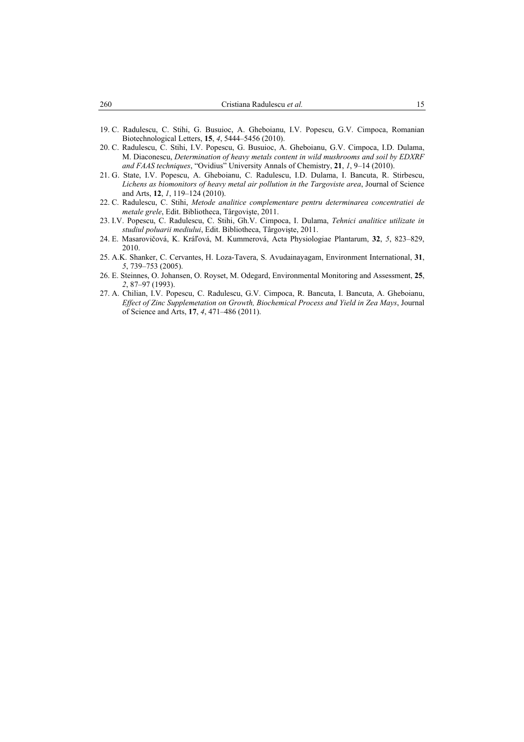19. C. Radulescu, C. Stihi, G. Busuioc, A. Gheboianu, I.V. Popescu, G.V. Cimpoca, Romanian Biotechnological Letters, **15**, *4*, 5444–5456 (2010).
20. C. Radulescu, C. Stihi, I.V. Popescu, G. Busuioc, A. Gheboianu, G.V. Cimpoca, I.D. Dulama, M. Diaconescu, *Determination of heavy metals content in wild mushrooms and soil by EDXRF and FAAS techniques*, "Ovidius" University Annals of Chemistry, **21**, *1*, 9–14 (2010).
21. G. State, I.V. Popescu, A. Gheboianu, C. Radulescu, I.D. Dulama, I. Bancuta, R. Stirbescu, *Lichens as biomonitors of heavy metal air pollution in the Targoviste area*, Journal of Science and Arts, **12**, *1*, 119–124 (2010).
22. C. Radulescu, C. Stihi, *Metode analitice complementare pentru determinarea concentratiei de metale grele*, Edit. Bibliotheca, Târgovişte, 2011.
23. I.V. Popescu, C. Radulescu, C. Stihi, Gh.V. Cimpoca, I. Dulama, *Tehnici analitice utilizate in studiul poluarii mediului*, Edit. Bibliotheca, Târgovişte, 2011.
24. E. Masarovičová, K. Kráľová, M. Kummerová, Acta Physiologiae Plantarum, **32**, *5*, 823–829, 2010.
25. A.K. Shanker, C. Cervantes, H. Loza-Tavera, S. Avudainayagam, Environment International, **31**, *5*, 739–753 (2005).
26. E. Steinnes, O. Johansen, O. Royset, M. Odegard, Environmental Monitoring and Assessment, **25**, *2*, 87–97 (1993).
27. A. Chilian, I.V. Popescu, C. Radulescu, G.V. Cimpoca, R. Bancuta, I. Bancuta, A. Gheboianu, *Effect of Zinc Supplemetation on Growth, Biochemical Process and Yield in Zea Mays*, Journal of Science and Arts, **17**, *4*, 471–486 (2011).